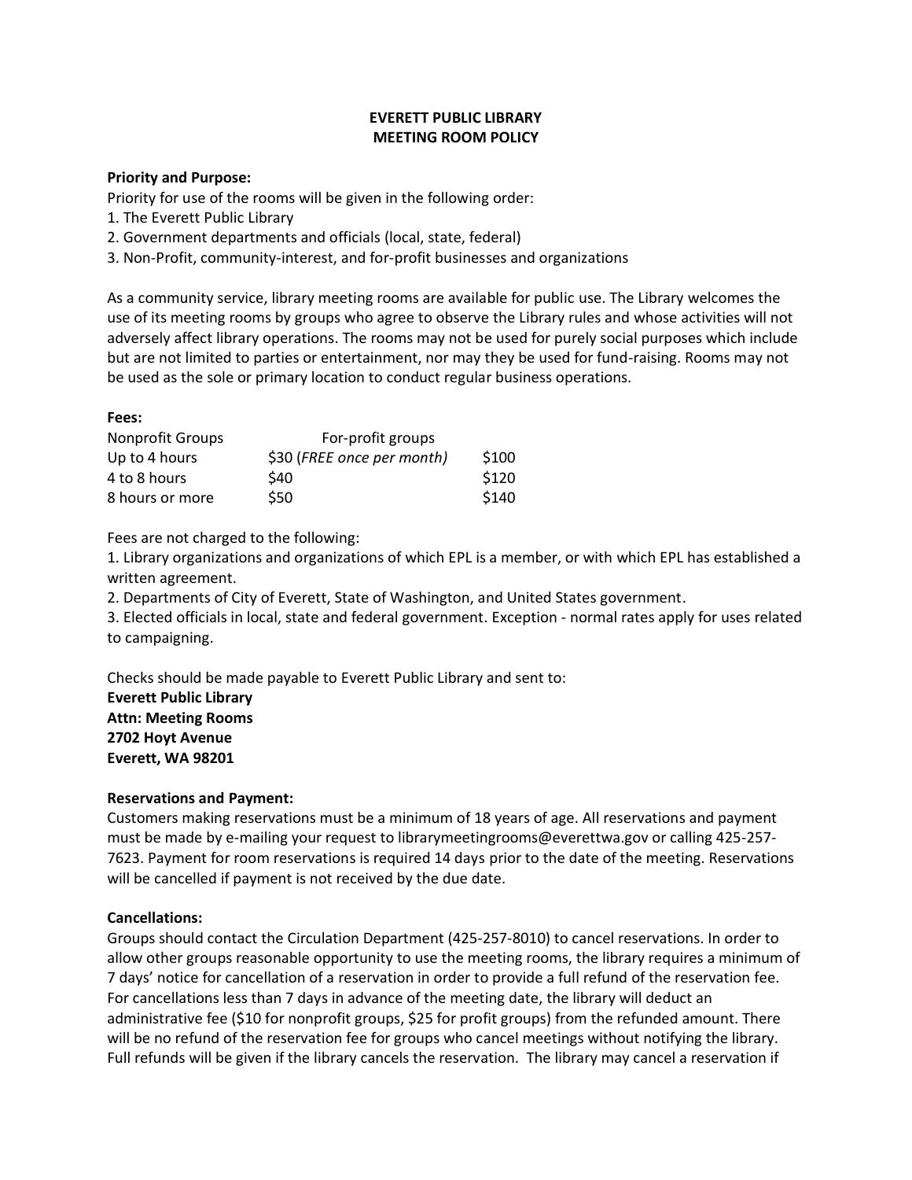# EVERETT PUBLIC LIBRARY
# MEETING ROOM POLICY

**Priority and Purpose:**

Priority for use of the rooms will be given in the following order:

1. The Everett Public Library
2. Government departments and officials (local, state, federal)
3. Non-Profit, community-interest, and for-profit businesses and organizations

As a community service, library meeting rooms are available for public use. The Library welcomes the use of its meeting rooms by groups who agree to observe the Library rules and whose activities will not adversely affect library operations. The rooms may not be used for purely social purposes which include but are not limited to parties or entertainment, nor may they be used for fund-raising. Rooms may not be used as the sole or primary location to conduct regular business operations.

**Fees:**

| Nonprofit Groups | For-profit groups | |
|---|---|---|
| Up to 4 hours | $30 (*FREE once per month*) | $100 |
| 4 to 8 hours | $40 | $120 |
| 8 hours or more | $50 | $140 |

Fees are not charged to the following:

1. Library organizations and organizations of which EPL is a member, or with which EPL has established a written agreement.
2. Departments of City of Everett, State of Washington, and United States government.
3. Elected officials in local, state and federal government. Exception - normal rates apply for uses related to campaigning.

Checks should be made payable to Everett Public Library and sent to:

**Everett Public Library**
**Attn: Meeting Rooms**
**2702 Hoyt Avenue**
**Everett, WA 98201**

**Reservations and Payment:**

Customers making reservations must be a minimum of 18 years of age. All reservations and payment must be made by e-mailing your request to librarymeetingrooms@everettwa.gov or calling 425-257-7623. Payment for room reservations is required 14 days prior to the date of the meeting. Reservations will be cancelled if payment is not received by the due date.

**Cancellations:**

Groups should contact the Circulation Department (425-257-8010) to cancel reservations. In order to allow other groups reasonable opportunity to use the meeting rooms, the library requires a minimum of 7 days' notice for cancellation of a reservation in order to provide a full refund of the reservation fee. For cancellations less than 7 days in advance of the meeting date, the library will deduct an administrative fee ($10 for nonprofit groups, $25 for profit groups) from the refunded amount. There will be no refund of the reservation fee for groups who cancel meetings without notifying the library. Full refunds will be given if the library cancels the reservation. The library may cancel a reservation if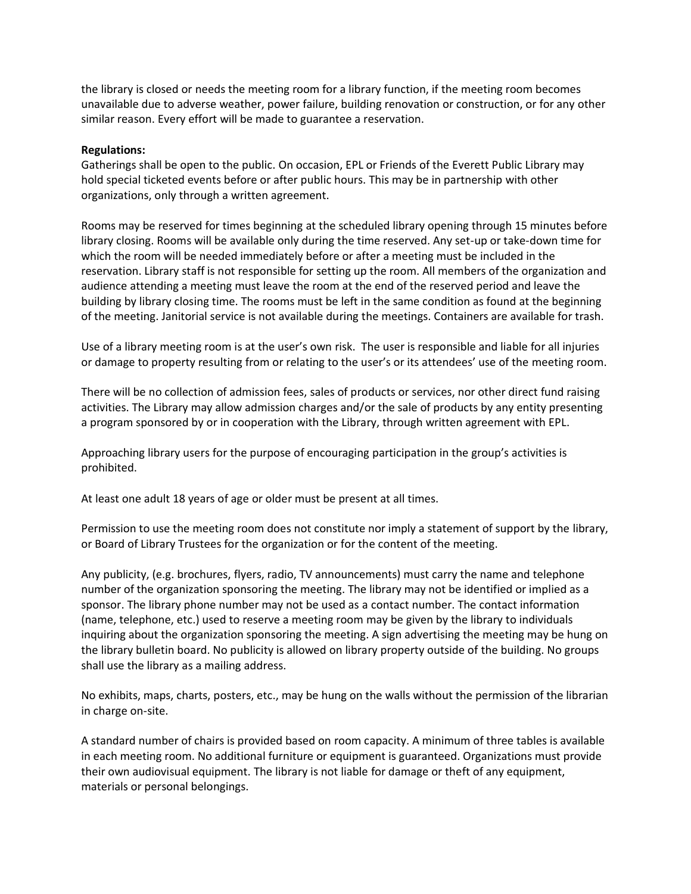the library is closed or needs the meeting room for a library function, if the meeting room becomes unavailable due to adverse weather, power failure, building renovation or construction, or for any other similar reason. Every effort will be made to guarantee a reservation.

**Regulations:**
Gatherings shall be open to the public. On occasion, EPL or Friends of the Everett Public Library may hold special ticketed events before or after public hours. This may be in partnership with other organizations, only through a written agreement.

Rooms may be reserved for times beginning at the scheduled library opening through 15 minutes before library closing. Rooms will be available only during the time reserved. Any set-up or take-down time for which the room will be needed immediately before or after a meeting must be included in the reservation. Library staff is not responsible for setting up the room. All members of the organization and audience attending a meeting must leave the room at the end of the reserved period and leave the building by library closing time. The rooms must be left in the same condition as found at the beginning of the meeting. Janitorial service is not available during the meetings. Containers are available for trash.

Use of a library meeting room is at the user's own risk. The user is responsible and liable for all injuries or damage to property resulting from or relating to the user's or its attendees' use of the meeting room.

There will be no collection of admission fees, sales of products or services, nor other direct fund raising activities. The Library may allow admission charges and/or the sale of products by any entity presenting a program sponsored by or in cooperation with the Library, through written agreement with EPL.

Approaching library users for the purpose of encouraging participation in the group's activities is prohibited.

At least one adult 18 years of age or older must be present at all times.

Permission to use the meeting room does not constitute nor imply a statement of support by the library, or Board of Library Trustees for the organization or for the content of the meeting.

Any publicity, (e.g. brochures, flyers, radio, TV announcements) must carry the name and telephone number of the organization sponsoring the meeting. The library may not be identified or implied as a sponsor. The library phone number may not be used as a contact number. The contact information (name, telephone, etc.) used to reserve a meeting room may be given by the library to individuals inquiring about the organization sponsoring the meeting. A sign advertising the meeting may be hung on the library bulletin board. No publicity is allowed on library property outside of the building. No groups shall use the library as a mailing address.

No exhibits, maps, charts, posters, etc., may be hung on the walls without the permission of the librarian in charge on-site.

A standard number of chairs is provided based on room capacity. A minimum of three tables is available in each meeting room. No additional furniture or equipment is guaranteed. Organizations must provide their own audiovisual equipment. The library is not liable for damage or theft of any equipment, materials or personal belongings.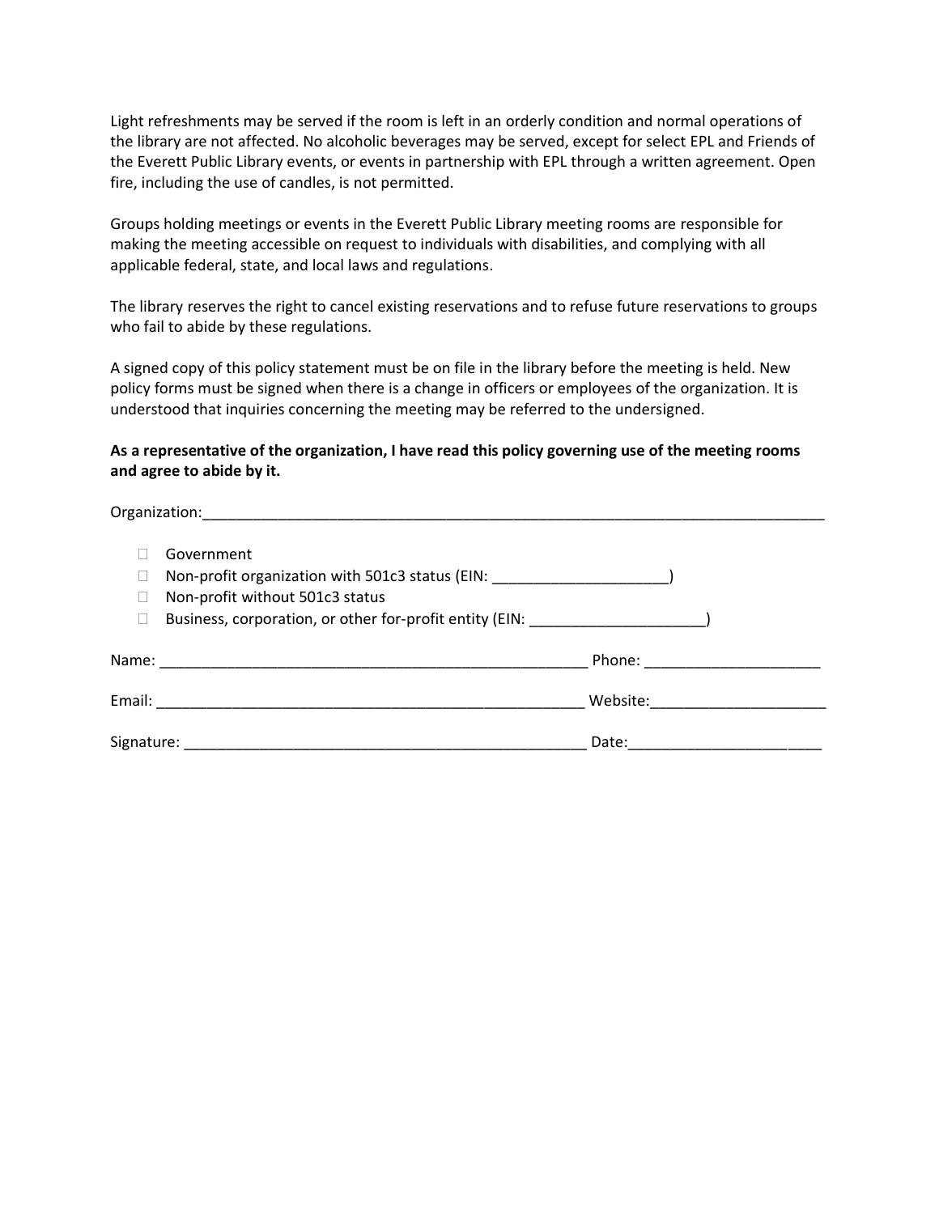Light refreshments may be served if the room is left in an orderly condition and normal operations of the library are not affected. No alcoholic beverages may be served, except for select EPL and Friends of the Everett Public Library events, or events in partnership with EPL through a written agreement. Open fire, including the use of candles, is not permitted.

Groups holding meetings or events in the Everett Public Library meeting rooms are responsible for making the meeting accessible on request to individuals with disabilities, and complying with all applicable federal, state, and local laws and regulations.

The library reserves the right to cancel existing reservations and to refuse future reservations to groups who fail to abide by these regulations.

A signed copy of this policy statement must be on file in the library before the meeting is held. New policy forms must be signed when there is a change in officers or employees of the organization. It is understood that inquiries concerning the meeting may be referred to the undersigned.

**As a representative of the organization, I have read this policy governing use of the meeting rooms and agree to abide by it.**

Organization:_______________________________________________________________________________

- ☐ Government
- ☐ Non-profit organization with 501c3 status (EIN: _____________________)
- ☐ Non-profit without 501c3 status
- ☐ Business, corporation, or other for-profit entity (EIN: _____________________)

Name: ______________________________________________________ Phone: _____________________

Email: ______________________________________________________ Website:_____________________

Signature: __________________________________________________ Date:_______________________